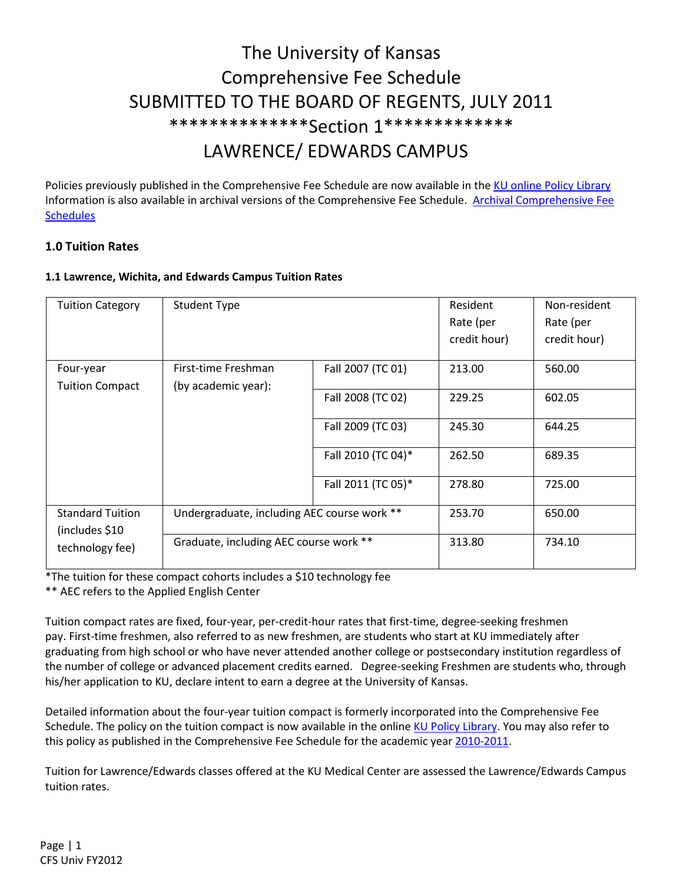# The University of Kansas
# Comprehensive Fee Schedule
# SUBMITTED TO THE BOARD OF REGENTS, JULY 2011
# **************Section 1*************
# LAWRENCE/ EDWARDS CAMPUS

Policies previously published in the Comprehensive Fee Schedule are now available in the KU online Policy Library Information is also available in archival versions of the Comprehensive Fee Schedule. Archival Comprehensive Fee Schedules

### 1.0 Tuition Rates

#### 1.1 Lawrence, Wichita, and Edwards Campus Tuition Rates

| Tuition Category | Student Type | | Resident Rate (per credit hour) | Non-resident Rate (per credit hour) |
|---|---|---|---|---|
| Four-year Tuition Compact | First-time Freshman (by academic year): | Fall 2007 (TC 01) | 213.00 | 560.00 |
| | | Fall 2008 (TC 02) | 229.25 | 602.05 |
| | | Fall 2009 (TC 03) | 245.30 | 644.25 |
| | | Fall 2010 (TC 04)* | 262.50 | 689.35 |
| | | Fall 2011 (TC 05)* | 278.80 | 725.00 |
| Standard Tuition (includes $10 technology fee) | Undergraduate, including AEC course work ** | | 253.70 | 650.00 |
| | Graduate, including AEC course work ** | | 313.80 | 734.10 |

*The tuition for these compact cohorts includes a $10 technology fee
** AEC refers to the Applied English Center

Tuition compact rates are fixed, four-year, per-credit-hour rates that first-time, degree-seeking freshmen pay. First-time freshmen, also referred to as new freshmen, are students who start at KU immediately after graduating from high school or who have never attended another college or postsecondary institution regardless of the number of college or advanced placement credits earned. Degree-seeking Freshmen are students who, through his/her application to KU, declare intent to earn a degree at the University of Kansas.

Detailed information about the four-year tuition compact is formerly incorporated into the Comprehensive Fee Schedule. The policy on the tuition compact is now available in the online KU Policy Library. You may also refer to this policy as published in the Comprehensive Fee Schedule for the academic year 2010-2011.

Tuition for Lawrence/Edwards classes offered at the KU Medical Center are assessed the Lawrence/Edwards Campus tuition rates.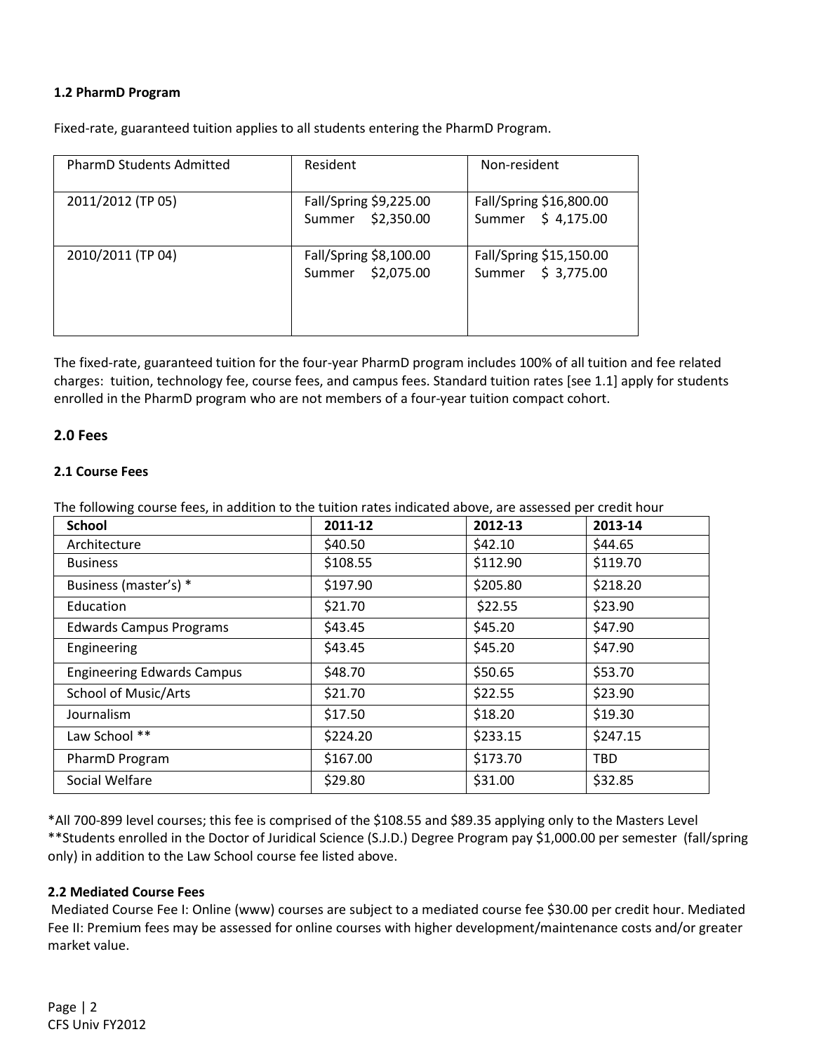### 1.2 PharmD Program

Fixed-rate, guaranteed tuition applies to all students entering the PharmD Program.

| PharmD Students Admitted | Resident | Non-resident |
|---|---|---|
| 2011/2012 (TP 05) | Fall/Spring $9,225.00<br>Summer $2,350.00 | Fall/Spring $16,800.00<br>Summer $ 4,175.00 |
| 2010/2011 (TP 04) | Fall/Spring $8,100.00<br>Summer $2,075.00 | Fall/Spring $15,150.00<br>Summer $ 3,775.00 |

The fixed-rate, guaranteed tuition for the four-year PharmD program includes 100% of all tuition and fee related charges: tuition, technology fee, course fees, and campus fees. Standard tuition rates [see 1.1] apply for students enrolled in the PharmD program who are not members of a four-year tuition compact cohort.

## 2.0 Fees

### 2.1 Course Fees

The following course fees, in addition to the tuition rates indicated above, are assessed per credit hour

| School | 2011-12 | 2012-13 | 2013-14 |
|---|---|---|---|
| Architecture | $40.50 | $42.10 | $44.65 |
| Business | $108.55 | $112.90 | $119.70 |
| Business (master's) * | $197.90 | $205.80 | $218.20 |
| Education | $21.70 | $22.55 | $23.90 |
| Edwards Campus Programs | $43.45 | $45.20 | $47.90 |
| Engineering | $43.45 | $45.20 | $47.90 |
| Engineering Edwards Campus | $48.70 | $50.65 | $53.70 |
| School of Music/Arts | $21.70 | $22.55 | $23.90 |
| Journalism | $17.50 | $18.20 | $19.30 |
| Law School ** | $224.20 | $233.15 | $247.15 |
| PharmD Program | $167.00 | $173.70 | TBD |
| Social Welfare | $29.80 | $31.00 | $32.85 |

*All 700-899 level courses; this fee is comprised of the $108.55 and $89.35 applying only to the Masters Level
**Students enrolled in the Doctor of Juridical Science (S.J.D.) Degree Program pay $1,000.00 per semester (fall/spring only) in addition to the Law School course fee listed above.

### 2.2 Mediated Course Fees

Mediated Course Fee I: Online (www) courses are subject to a mediated course fee $30.00 per credit hour. Mediated Fee II: Premium fees may be assessed for online courses with higher development/maintenance costs and/or greater market value.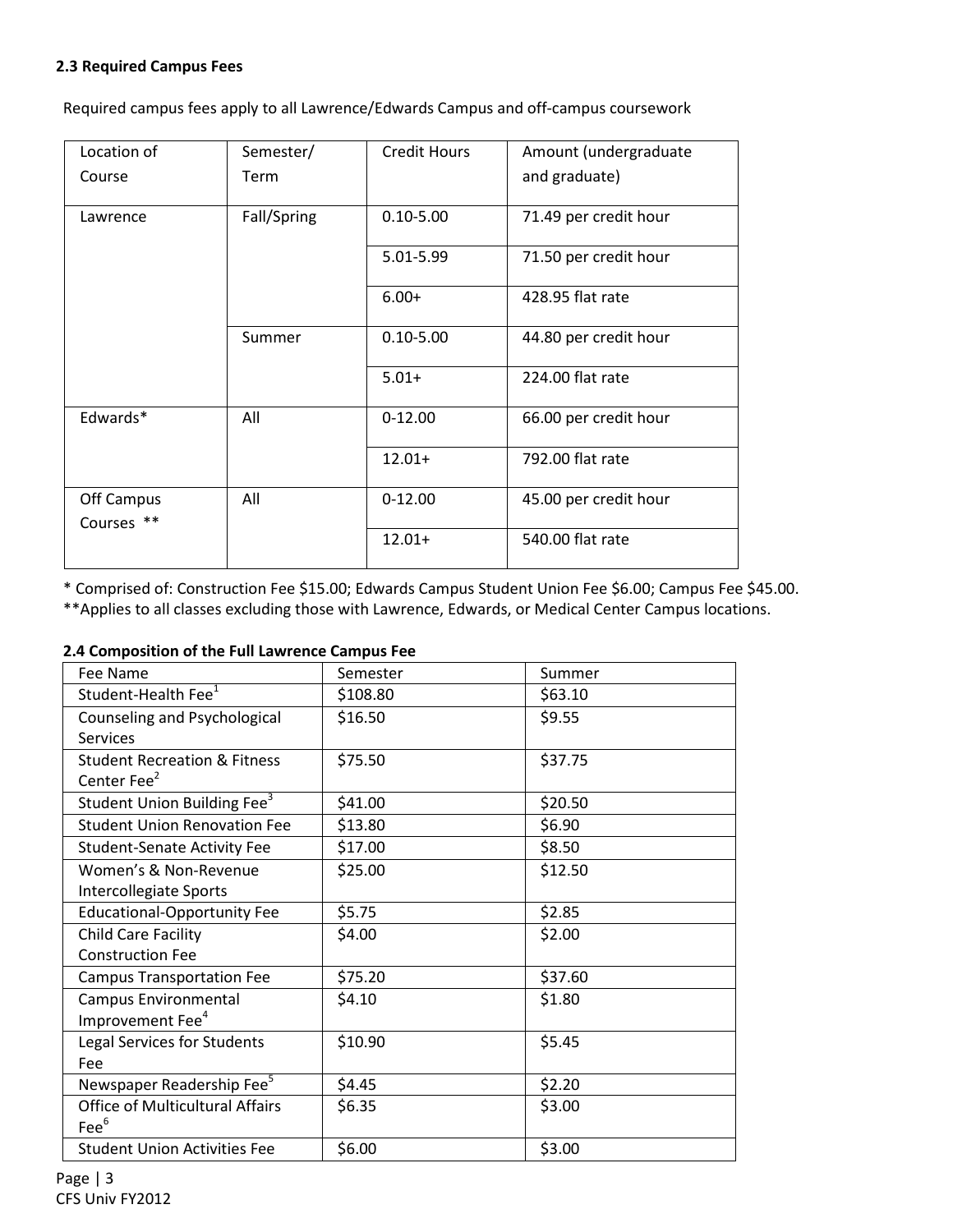### 2.3 Required Campus Fees

Required campus fees apply to all Lawrence/Edwards Campus and off-campus coursework

| Location of Course | Semester/ Term | Credit Hours | Amount (undergraduate and graduate) |
|---|---|---|---|
| Lawrence | Fall/Spring | 0.10-5.00 | 71.49 per credit hour |
| | | 5.01-5.99 | 71.50 per credit hour |
| | | 6.00+ | 428.95 flat rate |
| | Summer | 0.10-5.00 | 44.80 per credit hour |
| | | 5.01+ | 224.00 flat rate |
| Edwards* | All | 0-12.00 | 66.00 per credit hour |
| | | 12.01+ | 792.00 flat rate |
| Off Campus Courses ** | All | 0-12.00 | 45.00 per credit hour |
| | | 12.01+ | 540.00 flat rate |

* Comprised of: Construction Fee $15.00; Edwards Campus Student Union Fee $6.00; Campus Fee $45.00.
**Applies to all classes excluding those with Lawrence, Edwards, or Medical Center Campus locations.

### 2.4 Composition of the Full Lawrence Campus Fee

| Fee Name | Semester | Summer |
|---|---|---|
| Student-Health Fee[1] | $108.80 | $63.10 |
| Counseling and Psychological Services | $16.50 | $9.55 |
| Student Recreation & Fitness Center Fee[2] | $75.50 | $37.75 |
| Student Union Building Fee[3] | $41.00 | $20.50 |
| Student Union Renovation Fee | $13.80 | $6.90 |
| Student-Senate Activity Fee | $17.00 | $8.50 |
| Women's & Non-Revenue Intercollegiate Sports | $25.00 | $12.50 |
| Educational-Opportunity Fee | $5.75 | $2.85 |
| Child Care Facility Construction Fee | $4.00 | $2.00 |
| Campus Transportation Fee | $75.20 | $37.60 |
| Campus Environmental Improvement Fee[4] | $4.10 | $1.80 |
| Legal Services for Students Fee | $10.90 | $5.45 |
| Newspaper Readership Fee[5] | $4.45 | $2.20 |
| Office of Multicultural Affairs Fee[6] | $6.35 | $3.00 |
| Student Union Activities Fee | $6.00 | $3.00 |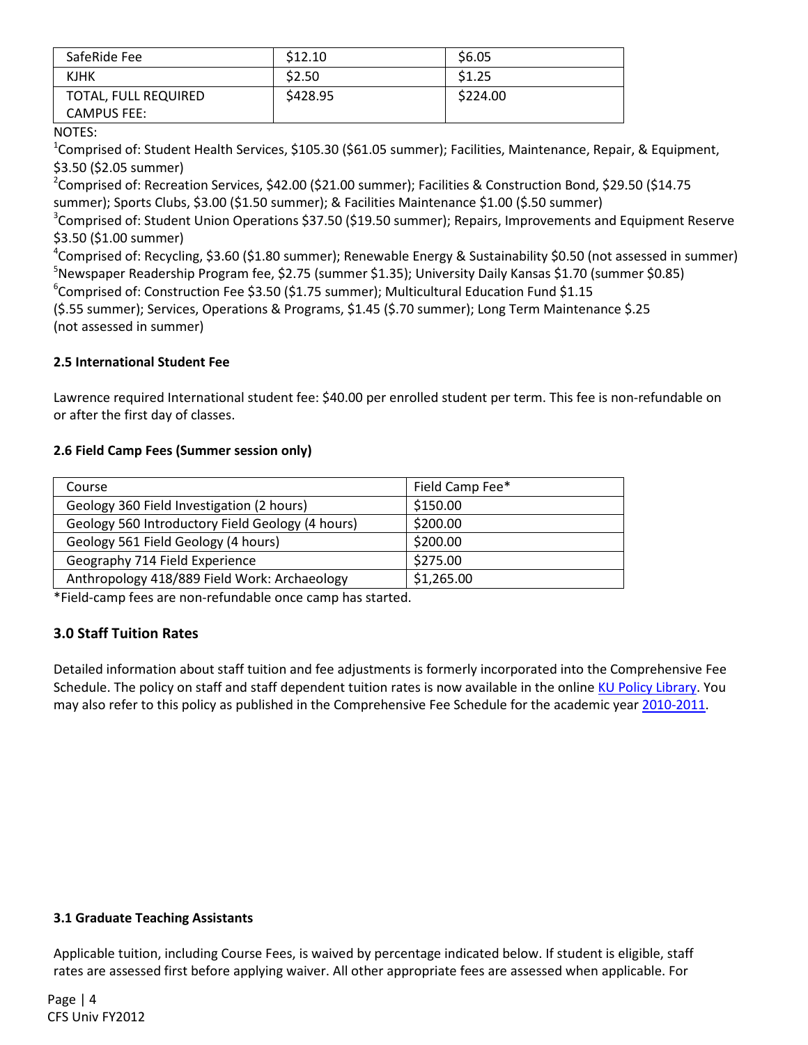| SafeRide Fee | $12.10 | $6.05 |
|---|---|---|
| KJHK | $2.50 | $1.25 |
| TOTAL, FULL REQUIRED CAMPUS FEE: | $428.95 | $224.00 |

NOTES:

[1]Comprised of: Student Health Services, $105.30 ($61.05 summer); Facilities, Maintenance, Repair, & Equipment, $3.50 ($2.05 summer)

[2]Comprised of: Recreation Services, $42.00 ($21.00 summer); Facilities & Construction Bond, $29.50 ($14.75 summer); Sports Clubs, $3.00 ($1.50 summer); & Facilities Maintenance $1.00 ($.50 summer)

[3]Comprised of: Student Union Operations $37.50 ($19.50 summer); Repairs, Improvements and Equipment Reserve $3.50 ($1.00 summer)

[4]Comprised of: Recycling, $3.60 ($1.80 summer); Renewable Energy & Sustainability $0.50 (not assessed in summer)

[5]Newspaper Readership Program fee, $2.75 (summer $1.35); University Daily Kansas $1.70 (summer $0.85)

[6]Comprised of: Construction Fee $3.50 ($1.75 summer); Multicultural Education Fund $1.15 ($.55 summer); Services, Operations & Programs, $1.45 ($.70 summer); Long Term Maintenance $.25 (not assessed in summer)

#### 2.5 International Student Fee

Lawrence required International student fee: $40.00 per enrolled student per term. This fee is non-refundable on or after the first day of classes.

#### 2.6 Field Camp Fees (Summer session only)

| Course | Field Camp Fee* |
|---|---|
| Geology 360 Field Investigation (2 hours) | $150.00 |
| Geology 560 Introductory Field Geology (4 hours) | $200.00 |
| Geology 561 Field Geology (4 hours) | $200.00 |
| Geography 714 Field Experience | $275.00 |
| Anthropology 418/889 Field Work: Archaeology | $1,265.00 |

*Field-camp fees are non-refundable once camp has started.

### 3.0 Staff Tuition Rates

Detailed information about staff tuition and fee adjustments is formerly incorporated into the Comprehensive Fee Schedule. The policy on staff and staff dependent tuition rates is now available in the online KU Policy Library. You may also refer to this policy as published in the Comprehensive Fee Schedule for the academic year 2010-2011.

#### 3.1 Graduate Teaching Assistants

Applicable tuition, including Course Fees, is waived by percentage indicated below. If student is eligible, staff rates are assessed first before applying waiver. All other appropriate fees are assessed when applicable. For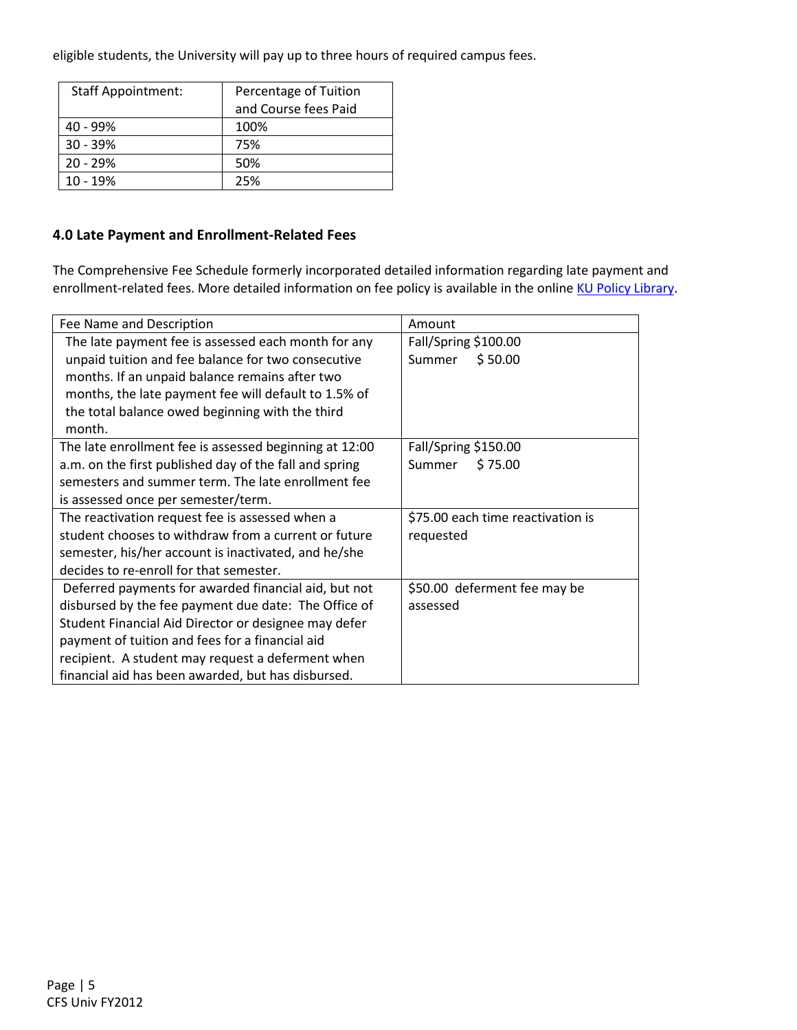eligible students, the University will pay up to three hours of required campus fees.

| Staff Appointment: | Percentage of Tuition and Course fees Paid |
|---|---|
| 40 - 99% | 100% |
| 30 - 39% | 75% |
| 20 - 29% | 50% |
| 10 - 19% | 25% |

### 4.0 Late Payment and Enrollment-Related Fees

The Comprehensive Fee Schedule formerly incorporated detailed information regarding late payment and enrollment-related fees. More detailed information on fee policy is available in the online KU Policy Library.

| Fee Name and Description | Amount |
|---|---|
| The late payment fee is assessed each month for any unpaid tuition and fee balance for two consecutive months. If an unpaid balance remains after two months, the late payment fee will default to 1.5% of the total balance owed beginning with the third month. | Fall/Spring $100.00<br>Summer $ 50.00 |
| The late enrollment fee is assessed beginning at 12:00 a.m. on the first published day of the fall and spring semesters and summer term. The late enrollment fee is assessed once per semester/term. | Fall/Spring $150.00<br>Summer $ 75.00 |
| The reactivation request fee is assessed when a student chooses to withdraw from a current or future semester, his/her account is inactivated, and he/she decides to re-enroll for that semester. | $75.00 each time reactivation is requested |
| Deferred payments for awarded financial aid, but not disbursed by the fee payment due date: The Office of Student Financial Aid Director or designee may defer payment of tuition and fees for a financial aid recipient. A student may request a deferment when financial aid has been awarded, but has disbursed. | $50.00 deferment fee may be assessed |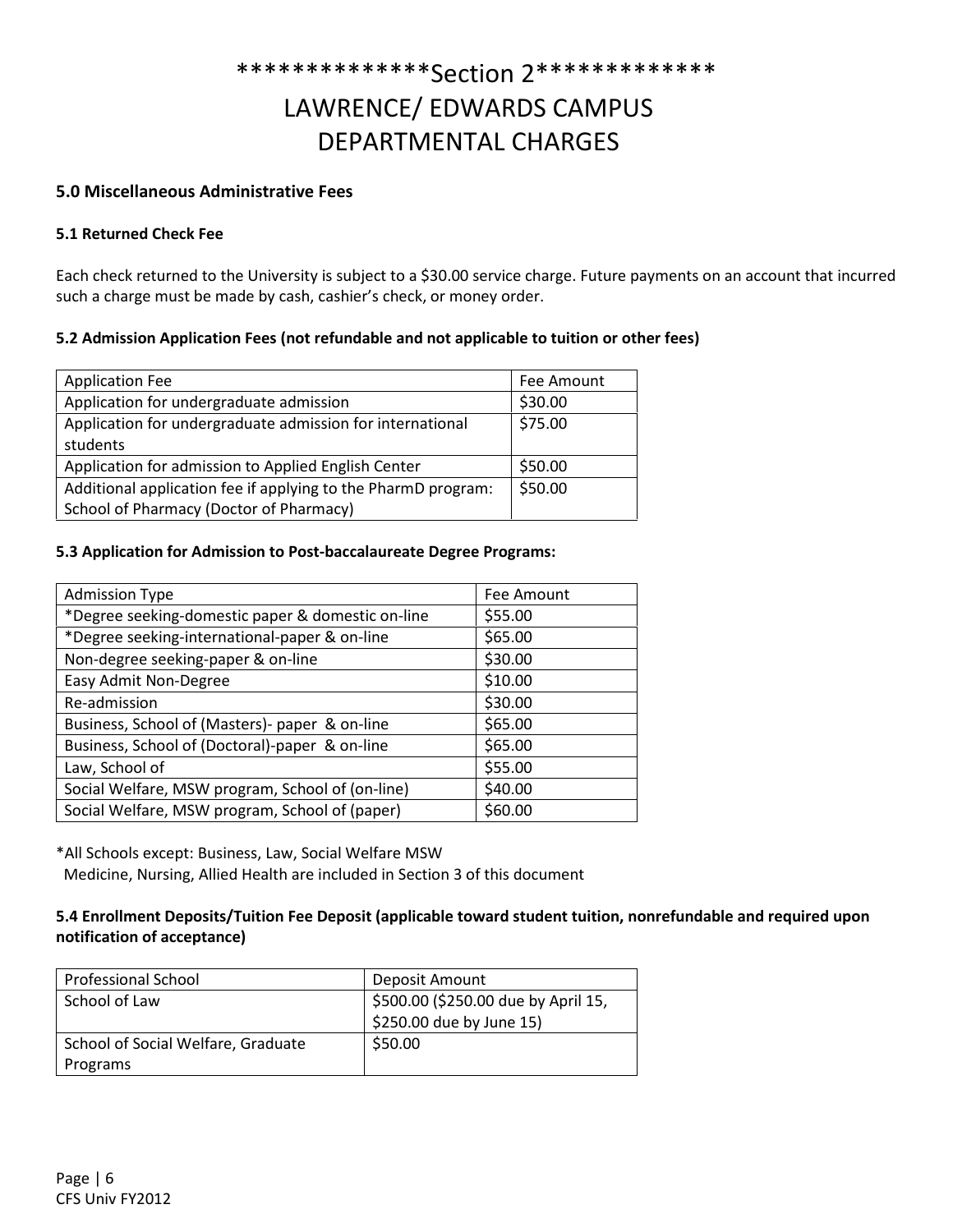# **************Section 2*************

# LAWRENCE/ EDWARDS CAMPUS DEPARTMENTAL CHARGES

### 5.0 Miscellaneous Administrative Fees

#### 5.1 Returned Check Fee

Each check returned to the University is subject to a $30.00 service charge. Future payments on an account that incurred such a charge must be made by cash, cashier's check, or money order.

#### 5.2 Admission Application Fees (not refundable and not applicable to tuition or other fees)

| Application Fee | Fee Amount |
|---|---|
| Application for undergraduate admission | $30.00 |
| Application for undergraduate admission for international students | $75.00 |
| Application for admission to Applied English Center | $50.00 |
| Additional application fee if applying to the PharmD program: School of Pharmacy (Doctor of Pharmacy) | $50.00 |

#### 5.3 Application for Admission to Post-baccalaureate Degree Programs:

| Admission Type | Fee Amount |
|---|---|
| *Degree seeking-domestic paper & domestic on-line | $55.00 |
| *Degree seeking-international-paper & on-line | $65.00 |
| Non-degree seeking-paper & on-line | $30.00 |
| Easy Admit Non-Degree | $10.00 |
| Re-admission | $30.00 |
| Business, School of (Masters)- paper & on-line | $65.00 |
| Business, School of (Doctoral)-paper & on-line | $65.00 |
| Law, School of | $55.00 |
| Social Welfare, MSW program, School of (on-line) | $40.00 |
| Social Welfare, MSW program, School of (paper) | $60.00 |

*All Schools except: Business, Law, Social Welfare MSW
Medicine, Nursing, Allied Health are included in Section 3 of this document

#### 5.4 Enrollment Deposits/Tuition Fee Deposit (applicable toward student tuition, nonrefundable and required upon notification of acceptance)

| Professional School | Deposit Amount |
|---|---|
| School of Law | $500.00 ($250.00 due by April 15, $250.00 due by June 15) |
| School of Social Welfare, Graduate Programs | $50.00 |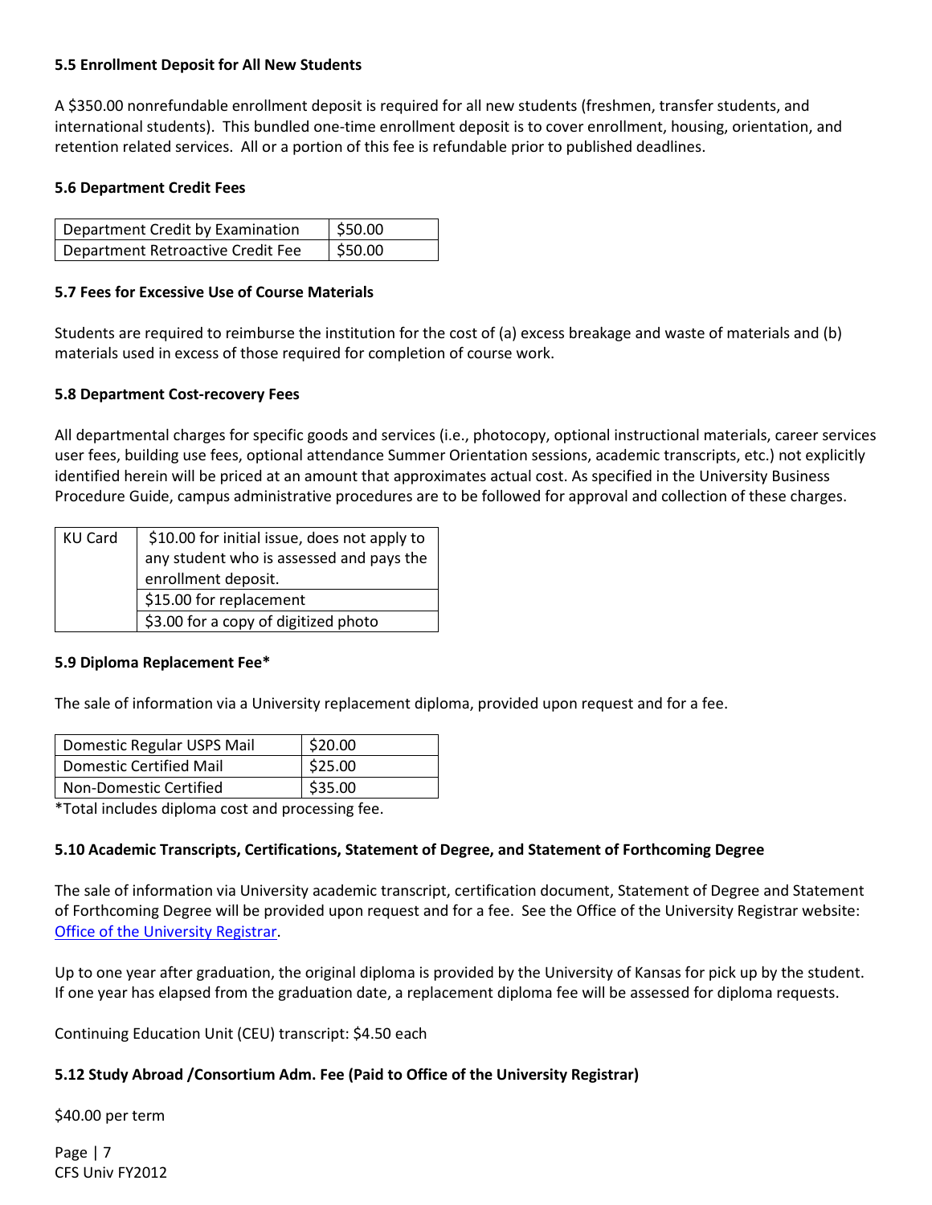**5.5 Enrollment Deposit for All New Students**

A $350.00 nonrefundable enrollment deposit is required for all new students (freshmen, transfer students, and international students). This bundled one-time enrollment deposit is to cover enrollment, housing, orientation, and retention related services. All or a portion of this fee is refundable prior to published deadlines.

**5.6 Department Credit Fees**

| Department Credit by Examination | $50.00 |
|---|---|
| Department Retroactive Credit Fee | $50.00 |

**5.7 Fees for Excessive Use of Course Materials**

Students are required to reimburse the institution for the cost of (a) excess breakage and waste of materials and (b) materials used in excess of those required for completion of course work.

**5.8 Department Cost-recovery Fees**

All departmental charges for specific goods and services (i.e., photocopy, optional instructional materials, career services user fees, building use fees, optional attendance Summer Orientation sessions, academic transcripts, etc.) not explicitly identified herein will be priced at an amount that approximates actual cost. As specified in the University Business Procedure Guide, campus administrative procedures are to be followed for approval and collection of these charges.

| KU Card | $10.00 for initial issue, does not apply to any student who is assessed and pays the enrollment deposit. |
|---|---|
| | $15.00 for replacement |
| | $3.00 for a copy of digitized photo |

**5.9 Diploma Replacement Fee***

The sale of information via a University replacement diploma, provided upon request and for a fee.

| Domestic Regular USPS Mail | $20.00 |
|---|---|
| Domestic Certified Mail | $25.00 |
| Non-Domestic Certified | $35.00 |

*Total includes diploma cost and processing fee.

**5.10 Academic Transcripts, Certifications, Statement of Degree, and Statement of Forthcoming Degree**

The sale of information via University academic transcript, certification document, Statement of Degree and Statement of Forthcoming Degree will be provided upon request and for a fee. See the Office of the University Registrar website: Office of the University Registrar.

Up to one year after graduation, the original diploma is provided by the University of Kansas for pick up by the student. If one year has elapsed from the graduation date, a replacement diploma fee will be assessed for diploma requests.

Continuing Education Unit (CEU) transcript: $4.50 each

**5.12 Study Abroad /Consortium Adm. Fee (Paid to Office of the University Registrar)**

$40.00 per term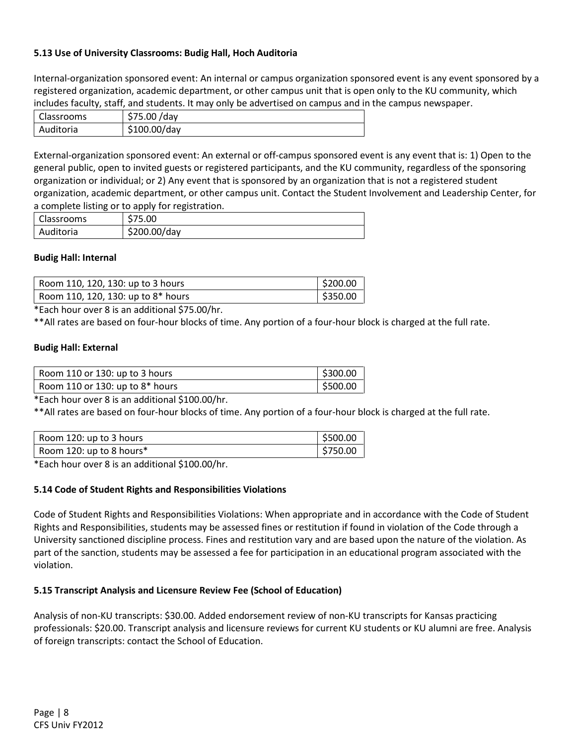### 5.13 Use of University Classrooms: Budig Hall, Hoch Auditoria

Internal-organization sponsored event: An internal or campus organization sponsored event is any event sponsored by a registered organization, academic department, or other campus unit that is open only to the KU community, which includes faculty, staff, and students. It may only be advertised on campus and in the campus newspaper.

| | |
|---|---|
| Classrooms | $75.00 /day |
| Auditoria | $100.00/day |

External-organization sponsored event: An external or off-campus sponsored event is any event that is: 1) Open to the general public, open to invited guests or registered participants, and the KU community, regardless of the sponsoring organization or individual; or 2) Any event that is sponsored by an organization that is not a registered student organization, academic department, or other campus unit. Contact the Student Involvement and Leadership Center, for a complete listing or to apply for registration.

| | |
|---|---|
| Classrooms | $75.00 |
| Auditoria | $200.00/day |

**Budig Hall: Internal**

| | |
|---|---|
| Room 110, 120, 130: up to 3 hours | $200.00 |
| Room 110, 120, 130: up to 8* hours | $350.00 |

*Each hour over 8 is an additional $75.00/hr.

**All rates are based on four-hour blocks of time. Any portion of a four-hour block is charged at the full rate.

**Budig Hall: External**

| | |
|---|---|
| Room 110 or 130: up to 3 hours | $300.00 |
| Room 110 or 130: up to 8* hours | $500.00 |

*Each hour over 8 is an additional $100.00/hr.

**All rates are based on four-hour blocks of time. Any portion of a four-hour block is charged at the full rate.

| | |
|---|---|
| Room 120: up to 3 hours | $500.00 |
| Room 120: up to 8 hours* | $750.00 |

*Each hour over 8 is an additional $100.00/hr.

### 5.14 Code of Student Rights and Responsibilities Violations

Code of Student Rights and Responsibilities Violations: When appropriate and in accordance with the Code of Student Rights and Responsibilities, students may be assessed fines or restitution if found in violation of the Code through a University sanctioned discipline process. Fines and restitution vary and are based upon the nature of the violation. As part of the sanction, students may be assessed a fee for participation in an educational program associated with the violation.

### 5.15 Transcript Analysis and Licensure Review Fee (School of Education)

Analysis of non-KU transcripts: $30.00. Added endorsement review of non-KU transcripts for Kansas practicing professionals: $20.00. Transcript analysis and licensure reviews for current KU students or KU alumni are free. Analysis of foreign transcripts: contact the School of Education.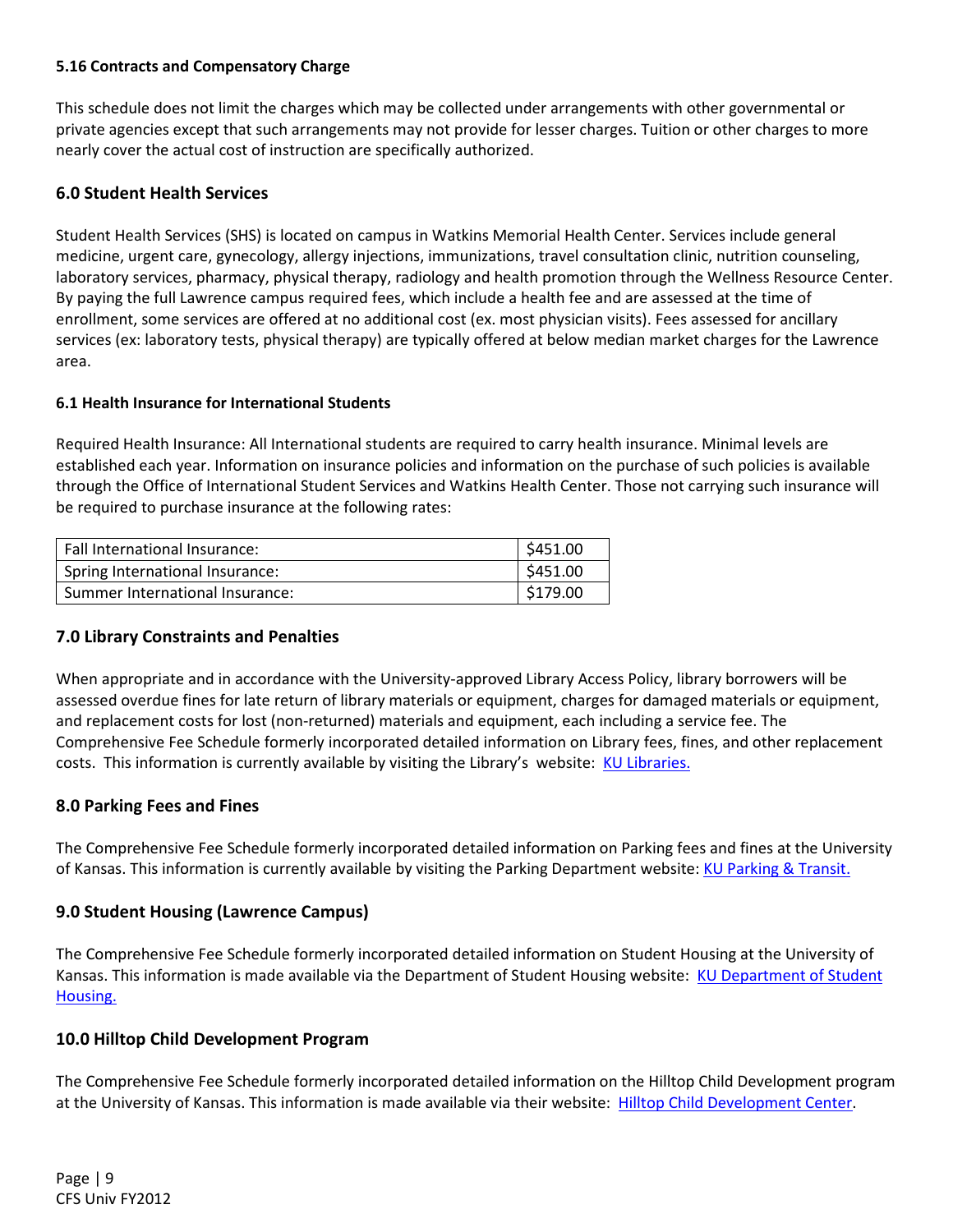#### 5.16 Contracts and Compensatory Charge

This schedule does not limit the charges which may be collected under arrangements with other governmental or private agencies except that such arrangements may not provide for lesser charges. Tuition or other charges to more nearly cover the actual cost of instruction are specifically authorized.

### 6.0 Student Health Services

Student Health Services (SHS) is located on campus in Watkins Memorial Health Center. Services include general medicine, urgent care, gynecology, allergy injections, immunizations, travel consultation clinic, nutrition counseling, laboratory services, pharmacy, physical therapy, radiology and health promotion through the Wellness Resource Center. By paying the full Lawrence campus required fees, which include a health fee and are assessed at the time of enrollment, some services are offered at no additional cost (ex. most physician visits). Fees assessed for ancillary services (ex: laboratory tests, physical therapy) are typically offered at below median market charges for the Lawrence area.

#### 6.1 Health Insurance for International Students

Required Health Insurance: All International students are required to carry health insurance. Minimal levels are established each year. Information on insurance policies and information on the purchase of such policies is available through the Office of International Student Services and Watkins Health Center. Those not carrying such insurance will be required to purchase insurance at the following rates:

| | |
|---|---|
| Fall International Insurance: | $451.00 |
| Spring International Insurance: | $451.00 |
| Summer International Insurance: | $179.00 |

### 7.0 Library Constraints and Penalties

When appropriate and in accordance with the University-approved Library Access Policy, library borrowers will be assessed overdue fines for late return of library materials or equipment, charges for damaged materials or equipment, and replacement costs for lost (non-returned) materials and equipment, each including a service fee. The Comprehensive Fee Schedule formerly incorporated detailed information on Library fees, fines, and other replacement costs. This information is currently available by visiting the Library's website: KU Libraries.

### 8.0 Parking Fees and Fines

The Comprehensive Fee Schedule formerly incorporated detailed information on Parking fees and fines at the University of Kansas. This information is currently available by visiting the Parking Department website: KU Parking & Transit.

### 9.0 Student Housing (Lawrence Campus)

The Comprehensive Fee Schedule formerly incorporated detailed information on Student Housing at the University of Kansas. This information is made available via the Department of Student Housing website: KU Department of Student Housing.

### 10.0 Hilltop Child Development Program

The Comprehensive Fee Schedule formerly incorporated detailed information on the Hilltop Child Development program at the University of Kansas. This information is made available via their website: Hilltop Child Development Center.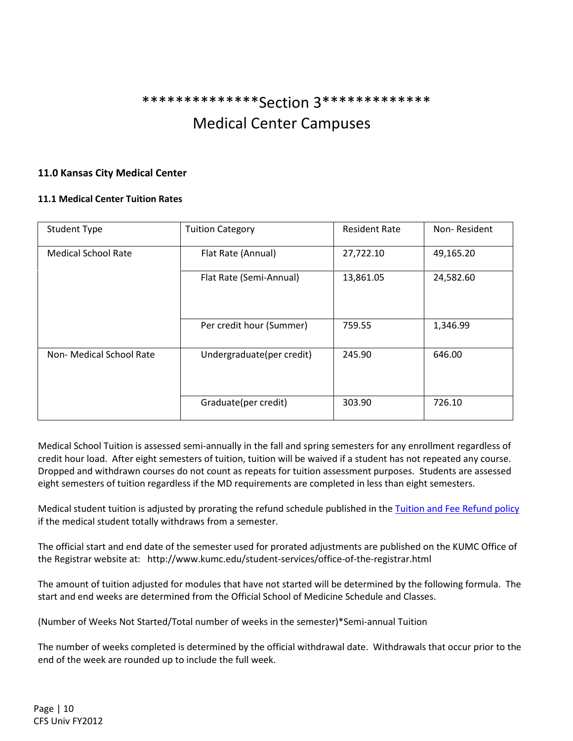# **************Section 3*************

# Medical Center Campuses

### 11.0 Kansas City Medical Center

#### 11.1 Medical Center Tuition Rates

| Student Type | Tuition Category | Resident Rate | Non- Resident |
|---|---|---|---|
| Medical School Rate | Flat Rate (Annual) | 27,722.10 | 49,165.20 |
| | Flat Rate (Semi-Annual) | 13,861.05 | 24,582.60 |
| | Per credit hour (Summer) | 759.55 | 1,346.99 |
| Non- Medical School Rate | Undergraduate(per credit) | 245.90 | 646.00 |
| | Graduate(per credit) | 303.90 | 726.10 |

Medical School Tuition is assessed semi-annually in the fall and spring semesters for any enrollment regardless of credit hour load. After eight semesters of tuition, tuition will be waived if a student has not repeated any course. Dropped and withdrawn courses do not count as repeats for tuition assessment purposes. Students are assessed eight semesters of tuition regardless if the MD requirements are completed in less than eight semesters.

Medical student tuition is adjusted by prorating the refund schedule published in the Tuition and Fee Refund policy if the medical student totally withdraws from a semester.

The official start and end date of the semester used for prorated adjustments are published on the KUMC Office of the Registrar website at: http://www.kumc.edu/student-services/office-of-the-registrar.html

The amount of tuition adjusted for modules that have not started will be determined by the following formula. The start and end weeks are determined from the Official School of Medicine Schedule and Classes.

(Number of Weeks Not Started/Total number of weeks in the semester)*Semi-annual Tuition

The number of weeks completed is determined by the official withdrawal date. Withdrawals that occur prior to the end of the week are rounded up to include the full week.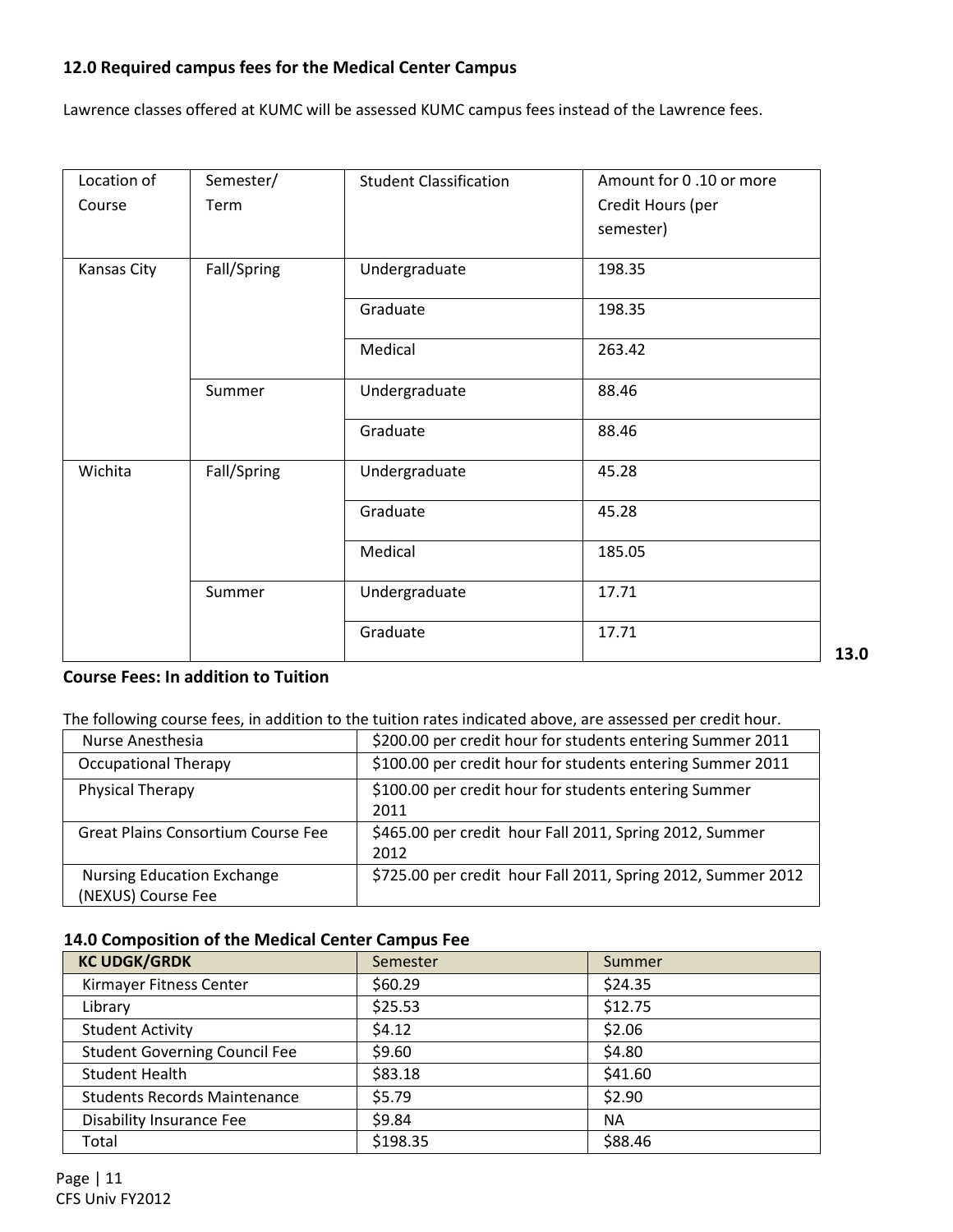**12.0 Required campus fees for the Medical Center Campus**

Lawrence classes offered at KUMC will be assessed KUMC campus fees instead of the Lawrence fees.

| Location of Course | Semester/ Term | Student Classification | Amount for 0 .10 or more Credit Hours (per semester) |
|---|---|---|---|
| Kansas City | Fall/Spring | Undergraduate | 198.35 |
| | | Graduate | 198.35 |
| | | Medical | 263.42 |
| | Summer | Undergraduate | 88.46 |
| | | Graduate | 88.46 |
| Wichita | Fall/Spring | Undergraduate | 45.28 |
| | | Graduate | 45.28 |
| | | Medical | 185.05 |
| | Summer | Undergraduate | 17.71 |
| | | Graduate | 17.71 |

**13.0 Course Fees: In addition to Tuition**

The following course fees, in addition to the tuition rates indicated above, are assessed per credit hour.

| | |
|---|---|
| Nurse Anesthesia | \$200.00 per credit hour for students entering Summer 2011 |
| Occupational Therapy | \$100.00 per credit hour for students entering Summer 2011 |
| Physical Therapy | \$100.00 per credit hour for students entering Summer 2011 |
| Great Plains Consortium Course Fee | \$465.00 per credit hour Fall 2011, Spring 2012, Summer 2012 |
| Nursing Education Exchange (NEXUS) Course Fee | \$725.00 per credit hour Fall 2011, Spring 2012, Summer 2012 |

**14.0 Composition of the Medical Center Campus Fee**

| KC UDGK/GRDK | Semester | Summer |
|---|---|---|
| Kirmayer Fitness Center | \$60.29 | \$24.35 |
| Library | \$25.53 | \$12.75 |
| Student Activity | \$4.12 | \$2.06 |
| Student Governing Council Fee | \$9.60 | \$4.80 |
| Student Health | \$83.18 | \$41.60 |
| Students Records Maintenance | \$5.79 | \$2.90 |
| Disability Insurance Fee | \$9.84 | NA |
| Total | \$198.35 | \$88.46 |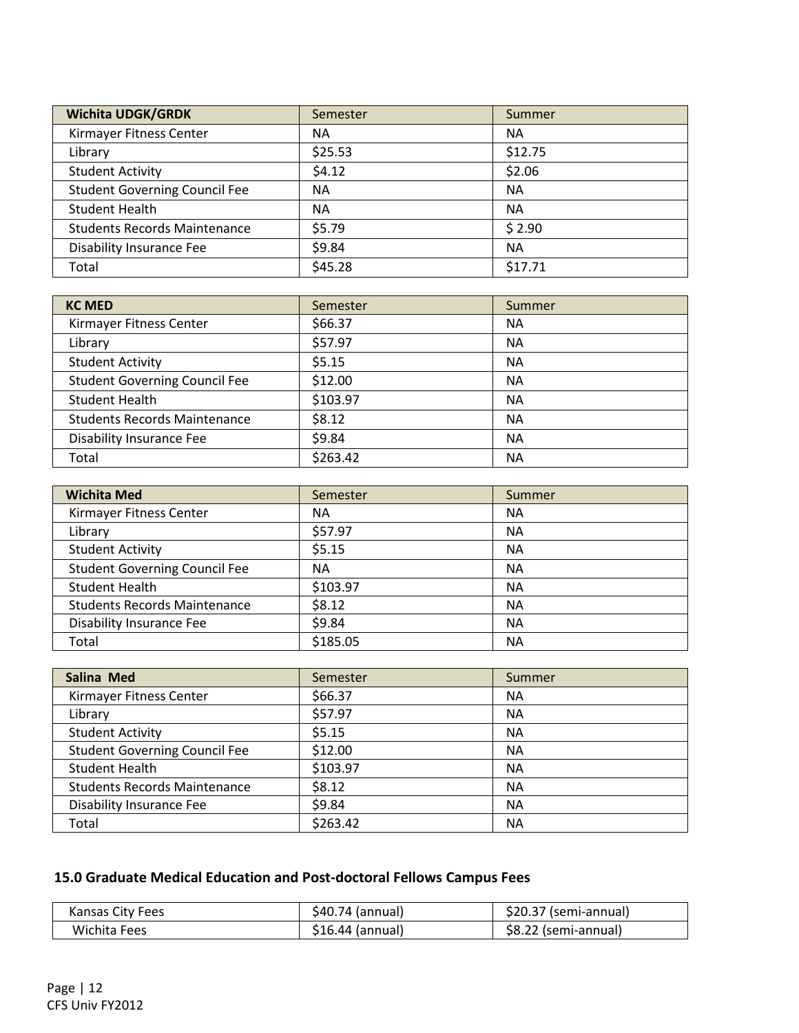| Wichita UDGK/GRDK | Semester | Summer |
|---|---|---|
| Kirmayer Fitness Center | NA | NA |
| Library | $25.53 | $12.75 |
| Student Activity | $4.12 | $2.06 |
| Student Governing Council Fee | NA | NA |
| Student Health | NA | NA |
| Students Records Maintenance | $5.79 | $ 2.90 |
| Disability Insurance Fee | $9.84 | NA |
| Total | $45.28 | $17.71 |

| KC MED | Semester | Summer |
|---|---|---|
| Kirmayer Fitness Center | $66.37 | NA |
| Library | $57.97 | NA |
| Student Activity | $5.15 | NA |
| Student Governing Council Fee | $12.00 | NA |
| Student Health | $103.97 | NA |
| Students Records Maintenance | $8.12 | NA |
| Disability Insurance Fee | $9.84 | NA |
| Total | $263.42 | NA |

| Wichita Med | Semester | Summer |
|---|---|---|
| Kirmayer Fitness Center | NA | NA |
| Library | $57.97 | NA |
| Student Activity | $5.15 | NA |
| Student Governing Council Fee | NA | NA |
| Student Health | $103.97 | NA |
| Students Records Maintenance | $8.12 | NA |
| Disability Insurance Fee | $9.84 | NA |
| Total | $185.05 | NA |

| Salina Med | Semester | Summer |
|---|---|---|
| Kirmayer Fitness Center | $66.37 | NA |
| Library | $57.97 | NA |
| Student Activity | $5.15 | NA |
| Student Governing Council Fee | $12.00 | NA |
| Student Health | $103.97 | NA |
| Students Records Maintenance | $8.12 | NA |
| Disability Insurance Fee | $9.84 | NA |
| Total | $263.42 | NA |

### 15.0 Graduate Medical Education and Post-doctoral Fellows Campus Fees

| | | |
|---|---|---|
| Kansas City Fees | $40.74 (annual) | $20.37 (semi-annual) |
| Wichita Fees | $16.44 (annual) | $8.22 (semi-annual) |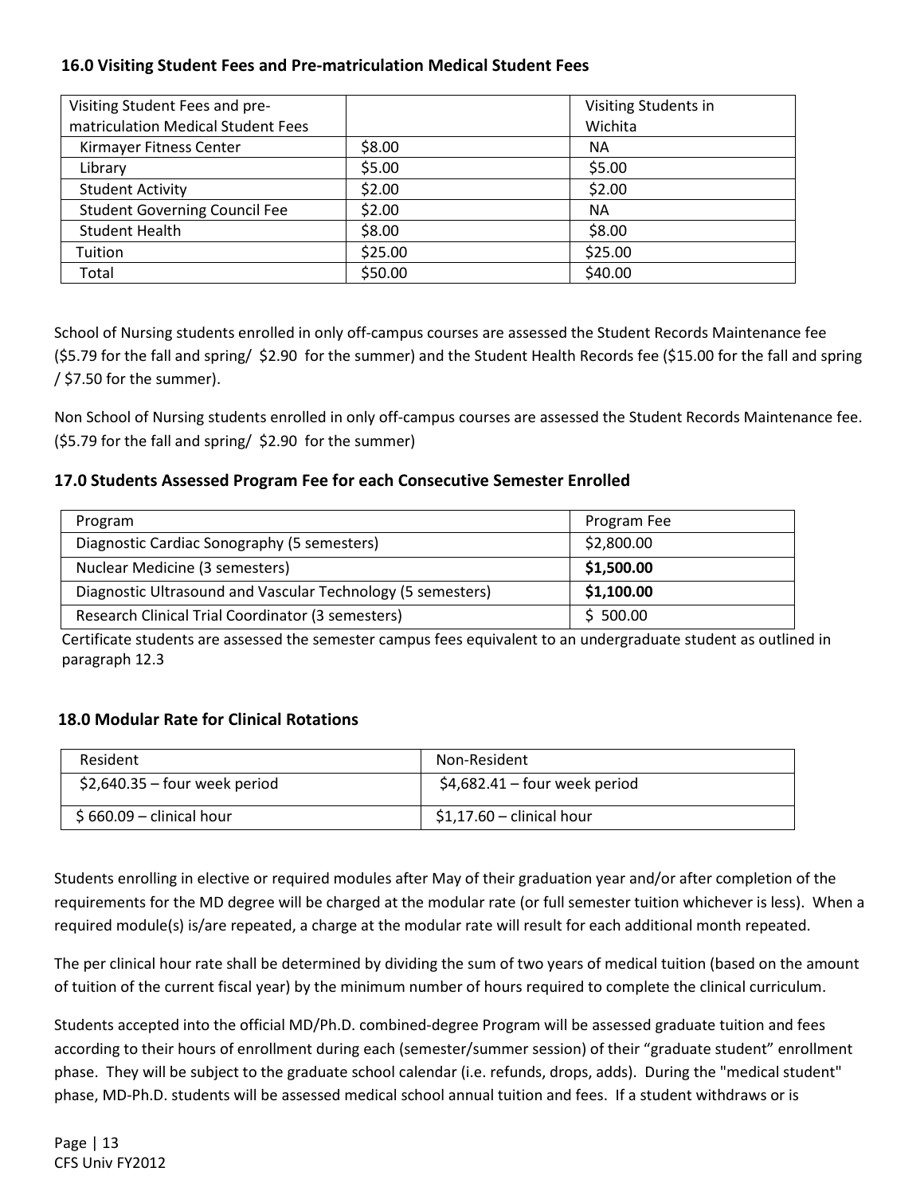### 16.0 Visiting Student Fees and Pre-matriculation Medical Student Fees

| Visiting Student Fees and pre-matriculation Medical Student Fees | | Visiting Students in Wichita |
|---|---|---|
| Kirmayer Fitness Center | $8.00 | NA |
| Library | $5.00 | $5.00 |
| Student Activity | $2.00 | $2.00 |
| Student Governing Council Fee | $2.00 | NA |
| Student Health | $8.00 | $8.00 |
| Tuition | $25.00 | $25.00 |
| Total | $50.00 | $40.00 |

School of Nursing students enrolled in only off-campus courses are assessed the Student Records Maintenance fee ($5.79 for the fall and spring/ $2.90 for the summer) and the Student Health Records fee ($15.00 for the fall and spring / $7.50 for the summer).

Non School of Nursing students enrolled in only off-campus courses are assessed the Student Records Maintenance fee. ($5.79 for the fall and spring/ $2.90 for the summer)

### 17.0 Students Assessed Program Fee for each Consecutive Semester Enrolled

| Program | Program Fee |
|---|---|
| Diagnostic Cardiac Sonography (5 semesters) | $2,800.00 |
| Nuclear Medicine (3 semesters) | **$1,500.00** |
| Diagnostic Ultrasound and Vascular Technology (5 semesters) | **$1,100.00** |
| Research Clinical Trial Coordinator (3 semesters) | $ 500.00 |

Certificate students are assessed the semester campus fees equivalent to an undergraduate student as outlined in paragraph 12.3

### 18.0 Modular Rate for Clinical Rotations

| Resident | Non-Resident |
|---|---|
| $2,640.35 – four week period | $4,682.41 – four week period |
| $ 660.09 – clinical hour | $1,17.60 – clinical hour |

Students enrolling in elective or required modules after May of their graduation year and/or after completion of the requirements for the MD degree will be charged at the modular rate (or full semester tuition whichever is less). When a required module(s) is/are repeated, a charge at the modular rate will result for each additional month repeated.

The per clinical hour rate shall be determined by dividing the sum of two years of medical tuition (based on the amount of tuition of the current fiscal year) by the minimum number of hours required to complete the clinical curriculum.

Students accepted into the official MD/Ph.D. combined-degree Program will be assessed graduate tuition and fees according to their hours of enrollment during each (semester/summer session) of their "graduate student" enrollment phase. They will be subject to the graduate school calendar (i.e. refunds, drops, adds). During the "medical student" phase, MD-Ph.D. students will be assessed medical school annual tuition and fees. If a student withdraws or is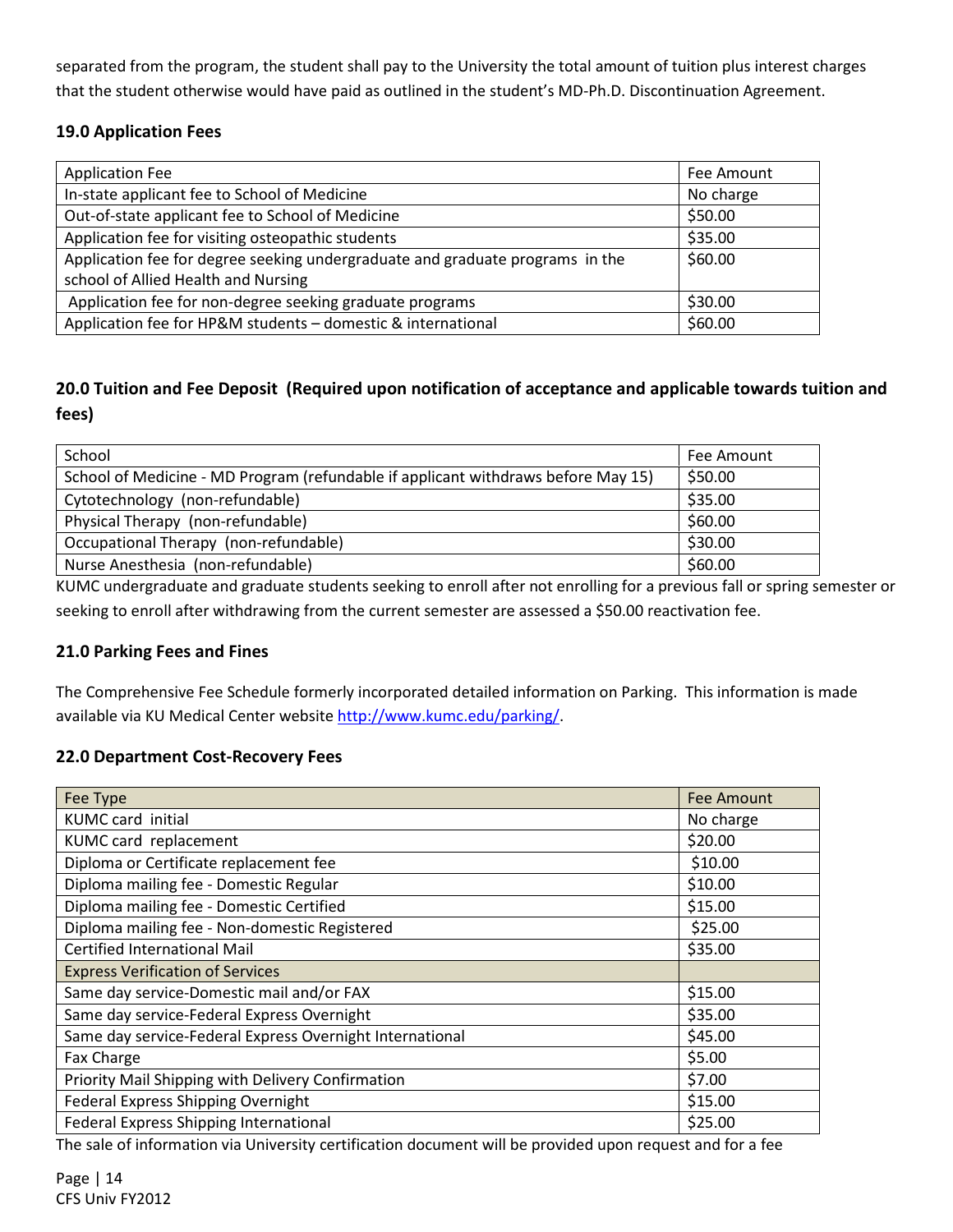separated from the program, the student shall pay to the University the total amount of tuition plus interest charges that the student otherwise would have paid as outlined in the student's MD-Ph.D. Discontinuation Agreement.

### 19.0 Application Fees

| Application Fee | Fee Amount |
|---|---|
| In-state applicant fee to School of Medicine | No charge |
| Out-of-state applicant fee to School of Medicine | $50.00 |
| Application fee for visiting osteopathic students | $35.00 |
| Application fee for degree seeking undergraduate and graduate programs in the school of Allied Health and Nursing | $60.00 |
| Application fee for non-degree seeking graduate programs | $30.00 |
| Application fee for HP&M students – domestic & international | $60.00 |

### 20.0 Tuition and Fee Deposit (Required upon notification of acceptance and applicable towards tuition and fees)

| School | Fee Amount |
|---|---|
| School of Medicine - MD Program (refundable if applicant withdraws before May 15) | $50.00 |
| Cytotechnology (non-refundable) | $35.00 |
| Physical Therapy (non-refundable) | $60.00 |
| Occupational Therapy (non-refundable) | $30.00 |
| Nurse Anesthesia (non-refundable) | $60.00 |

KUMC undergraduate and graduate students seeking to enroll after not enrolling for a previous fall or spring semester or seeking to enroll after withdrawing from the current semester are assessed a $50.00 reactivation fee.

### 21.0 Parking Fees and Fines

The Comprehensive Fee Schedule formerly incorporated detailed information on Parking. This information is made available via KU Medical Center website http://www.kumc.edu/parking/.

### 22.0 Department Cost-Recovery Fees

| Fee Type | Fee Amount |
|---|---|
| KUMC card initial | No charge |
| KUMC card replacement | $20.00 |
| Diploma or Certificate replacement fee | $10.00 |
| Diploma mailing fee - Domestic Regular | $10.00 |
| Diploma mailing fee - Domestic Certified | $15.00 |
| Diploma mailing fee - Non-domestic Registered | $25.00 |
| Certified International Mail | $35.00 |
| Express Verification of Services | |
| Same day service-Domestic mail and/or FAX | $15.00 |
| Same day service-Federal Express Overnight | $35.00 |
| Same day service-Federal Express Overnight International | $45.00 |
| Fax Charge | $5.00 |
| Priority Mail Shipping with Delivery Confirmation | $7.00 |
| Federal Express Shipping Overnight | $15.00 |
| Federal Express Shipping International | $25.00 |

The sale of information via University certification document will be provided upon request and for a fee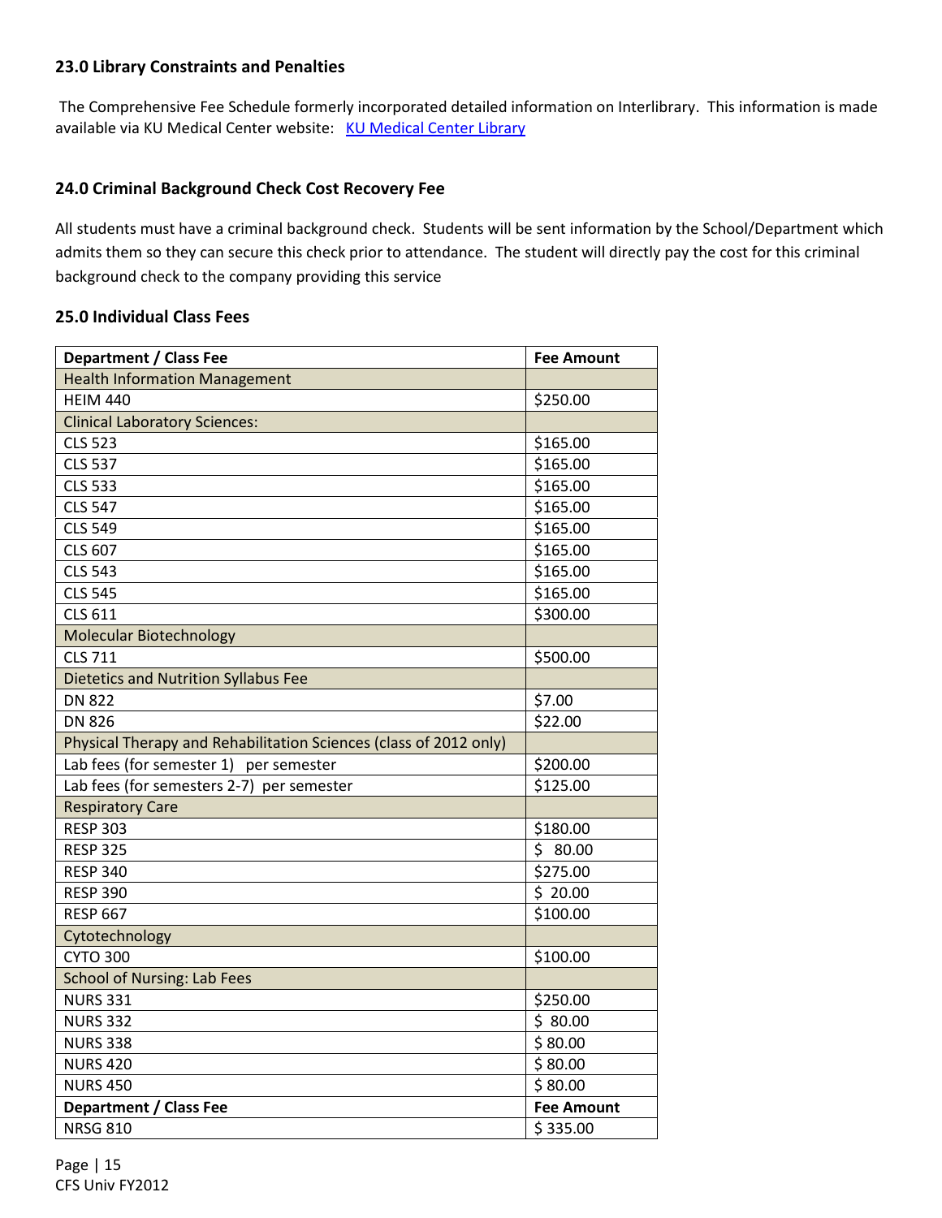### 23.0 Library Constraints and Penalties

The Comprehensive Fee Schedule formerly incorporated detailed information on Interlibrary. This information is made available via KU Medical Center website: [KU Medical Center Library]

### 24.0 Criminal Background Check Cost Recovery Fee

All students must have a criminal background check. Students will be sent information by the School/Department which admits them so they can secure this check prior to attendance. The student will directly pay the cost for this criminal background check to the company providing this service

### 25.0 Individual Class Fees

| Department / Class Fee | Fee Amount |
|---|---|
| Health Information Management | |
| HEIM 440 | $250.00 |
| Clinical Laboratory Sciences: | |
| CLS 523 | $165.00 |
| CLS 537 | $165.00 |
| CLS 533 | $165.00 |
| CLS 547 | $165.00 |
| CLS 549 | $165.00 |
| CLS 607 | $165.00 |
| CLS 543 | $165.00 |
| CLS 545 | $165.00 |
| CLS 611 | $300.00 |
| Molecular Biotechnology | |
| CLS 711 | $500.00 |
| Dietetics and Nutrition Syllabus Fee | |
| DN 822 | $7.00 |
| DN 826 | $22.00 |
| Physical Therapy and Rehabilitation Sciences (class of 2012 only) | |
| Lab fees (for semester 1) per semester | $200.00 |
| Lab fees (for semesters 2-7) per semester | $125.00 |
| Respiratory Care | |
| RESP 303 | $180.00 |
| RESP 325 | $ 80.00 |
| RESP 340 | $275.00 |
| RESP 390 | $ 20.00 |
| RESP 667 | $100.00 |
| Cytotechnology | |
| CYTO 300 | $100.00 |
| School of Nursing: Lab Fees | |
| NURS 331 | $250.00 |
| NURS 332 | $ 80.00 |
| NURS 338 | $ 80.00 |
| NURS 420 | $ 80.00 |
| NURS 450 | $ 80.00 |
| **Department / Class Fee** | **Fee Amount** |
| NRSG 810 | $ 335.00 |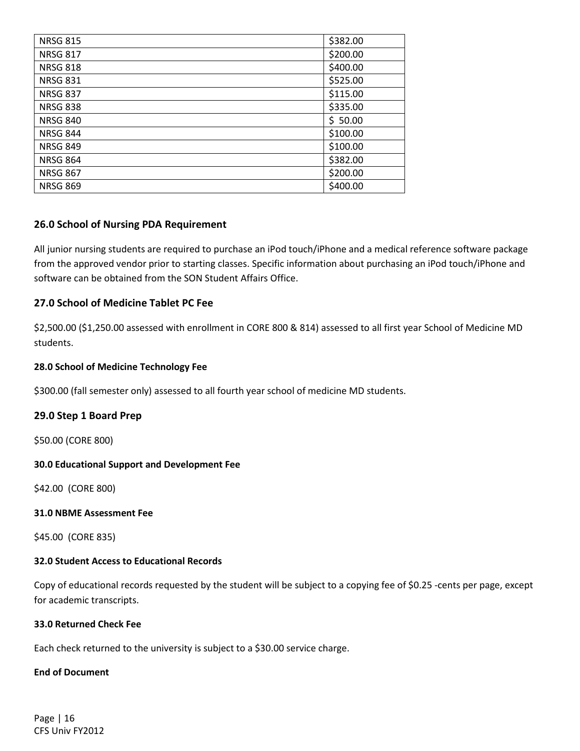| | |
|---|---|
| NRSG 815 | $382.00 |
| NRSG 817 | $200.00 |
| NRSG 818 | $400.00 |
| NRSG 831 | $525.00 |
| NRSG 837 | $115.00 |
| NRSG 838 | $335.00 |
| NRSG 840 | $ 50.00 |
| NRSG 844 | $100.00 |
| NRSG 849 | $100.00 |
| NRSG 864 | $382.00 |
| NRSG 867 | $200.00 |
| NRSG 869 | $400.00 |

## 26.0 School of Nursing PDA Requirement

All junior nursing students are required to purchase an iPod touch/iPhone and a medical reference software package from the approved vendor prior to starting classes. Specific information about purchasing an iPod touch/iPhone and software can be obtained from the SON Student Affairs Office.

## 27.0 School of Medicine Tablet PC Fee

$2,500.00 ($1,250.00 assessed with enrollment in CORE 800 & 814) assessed to all first year School of Medicine MD students.

### 28.0 School of Medicine Technology Fee

$300.00 (fall semester only) assessed to all fourth year school of medicine MD students.

## 29.0 Step 1 Board Prep

$50.00 (CORE 800)

### 30.0 Educational Support and Development Fee

$42.00 (CORE 800)

### 31.0 NBME Assessment Fee

$45.00 (CORE 835)

### 32.0 Student Access to Educational Records

Copy of educational records requested by the student will be subject to a copying fee of $0.25 -cents per page, except for academic transcripts.

### 33.0 Returned Check Fee

Each check returned to the university is subject to a $30.00 service charge.

**End of Document**